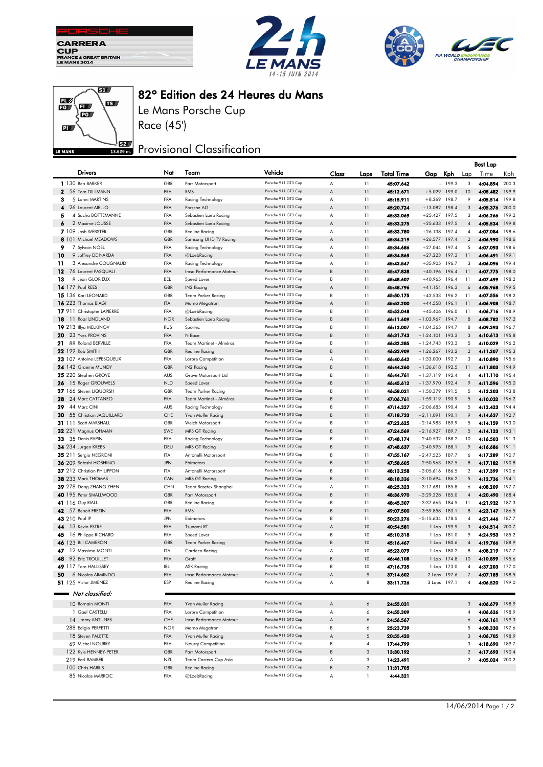PORSCHE CARRERA CUP FRANCE & GREAT BRITAIN LE MANS 2014

24h LE MANS 14-15 JUIN 2014

FIA WORLD ENDURANCE CHAMPIONSHIP

LE MANS 13.629 m.

# 82° Edition des 24 Heures du Mans

## Le Mans Porsche Cup

## Race (45')

## Provisional Classification

| | Drivers | Nat | Team | Vehicle | Class | Laps | Total Time | Gap | Kph | Best Lap Lap | Best Lap Time | Best Lap Kph |
|---|---|---|---|---|---|---|---|---|---|---|---|---|
| 1 | 130 Ben BARKER | GBR | Parr Motorsport | Porsche 911 GT3 Cup | A | 11 | 45:07.642 | - | 199.3 | 3 | 4:04.894 | 200.3 |
| 2 | 56 Tom DILLMANN | FRA | RMS | Porsche 911 GT3 Cup | A | 11 | 45:12.671 | +5.029 | 199.0 | 10 | 4:05.482 | 199.9 |
| 3 | 5 Lonni MARTINS | FRA | Racing Technology | Porsche 911 GT3 Cup | A | 11 | 45:15.911 | +8.269 | 198.7 | 9 | 4:05.514 | 199.8 |
| 4 | 26 Laurent AIELLO | FRA | Porsche AG | Porsche 911 GT3 Cup | A | 11 | 45:20.724 | +13.082 | 198.4 | 3 | 4:05.376 | 200.0 |
| 5 | 4 Sacha BOTTEMANNE | FRA | Sebastien Loeb Racing | Porsche 911 GT3 Cup | A | 11 | 45:33.069 | +25.427 | 197.5 | 3 | 4:06.266 | 199.2 |
| 6 | 2 Maxime JOUSSE | FRA | Sebastien Loeb Racing | Porsche 911 GT3 Cup | A | 11 | 45:33.275 | +25.633 | 197.5 | 4 | 4:05.534 | 199.8 |
| 7 | 109 Josh WEBSTER | GBR | Redline Racing | Porsche 911 GT3 Cup | A | 11 | 45:33.780 | +26.138 | 197.4 | 4 | 4:07.084 | 198.6 |
| 8 | 101 Michael MEADOWS | GBR | Samsung UHD TV Racing | Porsche 911 GT3 Cup | A | 11 | 45:34.219 | +26.577 | 197.4 | 2 | 4:06.990 | 198.6 |
| 9 | 7 Sylvain NOEL | FRA | Racing Technology | Porsche 911 GT3 Cup | A | 11 | 45:34.686 | +27.044 | 197.4 | 5 | 4:07.093 | 198.6 |
| 10 | 9 Joffrey DE NARDA | FRA | @LoebRacing | Porsche 911 GT3 Cup | A | 11 | 45:34.865 | +27.223 | 197.3 | 11 | 4:06.491 | 199.1 |
| 11 | 3 Alexandre COUGNAUD | FRA | Racing Technology | Porsche 911 GT3 Cup | A | 11 | 45:43.547 | +35.905 | 196.7 | 3 | 4:06.096 | 199.4 |
| 12 | 76 Laurent PASQUALI | FRA | Imsa Performance Matmut | Porsche 911 GT3 Cup | B | 11 | 45:47.838 | +40.196 | 196.4 | 11 | 4:07.775 | 198.0 |
| 13 | 8 Jean GLORIEUX | BEL | Speed Lover | Porsche 911 GT3 Cup | B | 11 | 45:48.607 | +40.965 | 196.4 | 11 | 4:07.499 | 198.2 |
| 14 | 177 Paul REES | GBR | IN2 Racing | Porsche 911 GT3 Cup | A | 11 | 45:48.796 | +41.154 | 196.3 | 6 | 4:05.968 | 199.5 |
| 15 | 136 Karl LEONARD | GBR | Team Parker Racing | Porsche 911 GT3 Cup | B | 11 | 45:50.175 | +42.533 | 196.2 | 11 | 4:07.556 | 198.2 |
| 16 | 223 Thomas BIAGI | ITA | Momo Megatron | Porsche 911 GT3 Cup | A | 11 | 45:52.200 | +44.558 | 196.1 | 11 | 4:06.908 | 198.7 |
| 17 | 911 Christophe LAPIERRE | FRA | @LoebRacing | Porsche 911 GT3 Cup | B | 11 | 45:53.048 | +45.406 | 196.0 | 11 | 4:06.716 | 198.9 |
| 18 | 11 Roar LINDLAND | NOR | Sebastien Loeb Racing | Porsche 911 GT3 Cup | B | 11 | 46:11.609 | +1:03.967 | 194.7 | 8 | 4:08.782 | 197.2 |
| 19 | 213 Illya MELKINOV | RUS | Sportec | Porsche 911 GT3 Cup | B | 11 | 46:12.007 | +1:04.365 | 194.7 | 8 | 4:09.393 | 196.7 |
| 20 | 23 Yves PROVINS | FRA | N Race | Porsche 911 GT3 Cup | B | 11 | 46:31.743 | +1:24.101 | 193.3 | 3 | 4:10.613 | 195.8 |
| 21 | 88 Roland BERVILLE | FRA | Team Martinet - Alméras | Porsche 911 GT3 Cup | B | 11 | 46:32.385 | +1:24.743 | 193.3 | 5 | 4:10.029 | 196.2 |
| 22 | 199 Rob SMITH | GBR | Redline Racing | Porsche 911 GT3 Cup | B | 11 | 46:33.909 | +1:26.267 | 193.2 | 2 | 4:11.207 | 195.3 |
| 23 | 107 Antoine LEPESQUEUX | FRA | Larbre Compétition | Porsche 911 GT3 Cup | A | 11 | 46:40.642 | +1:33.000 | 192.7 | 3 | 4:10.890 | 195.6 |
| 24 | 142 Graeme MUNDY | GBR | IN2 Racing | Porsche 911 GT3 Cup | B | 11 | 46:44.260 | +1:36.618 | 192.5 | 11 | 4:11.803 | 194.9 |
| 25 | 220 Stephen GROVE | AUS | Grove Motorsport Ltd | Porsche 911 GT3 Cup | B | 11 | 46:44.761 | +1:37.119 | 192.4 | 4 | 4:11.110 | 195.4 |
| 26 | 15 Roger GROUWELS | NLD | Speed Lover | Porsche 911 GT3 Cup | B | 11 | 46:45.612 | +1:37.970 | 192.4 | 9 | 4:11.596 | 195.0 |
| 27 | 166 Steven LIQUORSH | GBR | Team Parker Racing | Porsche 911 GT3 Cup | B | 11 | 46:58.021 | +1:50.379 | 191.5 | 5 | 4:13.203 | 193.8 |
| 28 | 24 Marc CATTANEO | FRA | Team Martinet - Alméras | Porsche 911 GT3 Cup | B | 11 | 47:06.761 | +1:59.119 | 190.9 | 5 | 4:10.032 | 196.2 |
| 29 | 44 Marc CINI | AUS | Racing Technology | Porsche 911 GT3 Cup | B | 11 | 47:14.327 | +2:06.685 | 190.4 | 5 | 4:12.423 | 194.4 |
| 30 | 55 Christian JAQUILLARD | CHE | Yvan Muller Racing | Porsche 911 GT3 Cup | B | 11 | 47:18.733 | +2:11.091 | 190.1 | 9 | 4:14.637 | 192.7 |
| 31 | 111 Scott MARSHALL | GBR | Welch Motorsport | Porsche 911 GT3 Cup | B | 11 | 47:22.625 | +2:14.983 | 189.9 | 5 | 4:14.159 | 193.0 |
| 32 | 221 Magnus OHMAN | SWE | MRS GT Racing | Porsche 911 GT3 Cup | B | 11 | 47:24.569 | +2:16.927 | 189.7 | 5 | 4:14.123 | 193.1 |
| 33 | 35 Denis PAPIN | FRA | Racing Technology | Porsche 911 GT3 Cup | B | 11 | 47:48.174 | +2:40.532 | 188.2 | 10 | 4:16.503 | 191.3 |
| 34 | 234 Jurgen KREBS | DEU | MRS GT Racing | Porsche 911 GT3 Cup | B | 11 | 47:48.637 | +2:40.995 | 188.1 | 9 | 4:16.686 | 191.1 |
| 35 | 211 Sergio NEGRONI | ITA | Antonelli Motorsport | Porsche 911 GT3 Cup | B | 11 | 47:55.167 | +2:47.525 | 187.7 | 6 | 4:17.289 | 190.7 |
| 36 | 209 Satoshi HOSHINO | JPN | Ebimotors | Porsche 911 GT3 Cup | B | 11 | 47:58.605 | +2:50.963 | 187.5 | 8 | 4:17.182 | 190.8 |
| 37 | 212 Christian PHILIPPON | ITA | Antonelli Motorsport | Porsche 911 GT3 Cup | B | 11 | 48:13.258 | +3:05.616 | 186.5 | 2 | 4:17.399 | 190.6 |
| 38 | 233 Mark THOMAS | CAN | MRS GT Racing | Porsche 911 GT3 Cup | B | 11 | 48:18.336 | +3:10.694 | 186.2 | 5 | 4:12.736 | 194.1 |
| 39 | 278 Dong ZHANG ZHEN | CHN | Team Basetex Shanghai | Porsche 911 GT3 Cup | A | 11 | 48:25.323 | +3:17.681 | 185.8 | 6 | 4:08.209 | 197.7 |
| 40 | 195 Peter SMALLWOOD | GBR | Parr Motorsport | Porsche 911 GT3 Cup | B | 11 | 48:36.970 | +3:29.328 | 185.0 | 4 | 4:20.490 | 188.4 |
| 41 | 116 Guy RIALL | GBR | Redline Racing | Porsche 911 GT3 Cup | B | 11 | 48:45.307 | +3:37.665 | 184.5 | 11 | 4:21.932 | 187.3 |
| 42 | 57 Benoit FRETIN | FRA | RMS | Porsche 911 GT3 Cup | B | 11 | 49:07.500 | +3:59.858 | 183.1 | 8 | 4:23.147 | 186.5 |
| 43 | 210 Paul IP | JPN | Ebimotors | Porsche 911 GT3 Cup | B | 11 | 50:23.276 | +5:15.634 | 178.5 | 4 | 4:21.446 | 187.7 |
| 44 | 13 Kevin ESTRE | FRA | Tsunami RT | Porsche 911 GT3 Cup | A | 10 | 40:54.581 | 1 Lap | 199.9 | 3 | 4:04.514 | 200.7 |
| 45 | 16 Philippe RICHARD | FRA | Speed Lover | Porsche 911 GT3 Cup | B | 10 | 45:10.318 | 1 Lap | 181.0 | 9 | 4:24.953 | 185.2 |
| 46 | 123 Bill CAMERON | GBR | Team Parker Racing | Porsche 911 GT3 Cup | B | 10 | 45:16.467 | 1 Lap | 180.6 | 4 | 4:19.766 | 188.9 |
| 47 | 12 Massimo MONTI | ITA | Cardeco Racing | Porsche 911 GT3 Cup | A | 10 | 45:23.079 | 1 Lap | 180.2 | 8 | 4:08.219 | 197.7 |
| 48 | 92 Eric TROUILLET | FRA | Graff | Porsche 911 GT3 Cup | B | 10 | 46:46.108 | 1 Lap | 174.8 | 10 | 4:10.899 | 195.6 |
| 49 | 117 Tom HALLISSEY | IRL | ASK Racing | Porsche 911 GT3 Cup | B | 10 | 47:16.735 | 1 Lap | 173.0 | 4 | 4:37.203 | 177.0 |
| 50 | 6 Nicolas ARMINDO | FRA | Imsa Performance Matmut | Porsche 911 GT3 Cup | A | 9 | 37:14.602 | 2 Laps | 197.6 | 7 | 4:07.185 | 198.5 |
| 51 | 125 Victor JIMENEZ | ESP | Redline Racing | Porsche 911 GT3 Cup | A | 8 | 33:11.726 | 3 Laps | 197.1 | 4 | 4:06.520 | 199.0 |

*Not classified:*

| | Drivers | Nat | Team | Vehicle | Class | Laps | Total Time | Gap | Kph | Best Lap Lap | Best Lap Time | Best Lap Kph |
|---|---|---|---|---|---|---|---|---|---|---|---|---|
| | 10 Romain MONTI | FRA | Yvan Muller Racing | Porsche 911 GT3 Cup | A | 6 | 24:55.031 | | | 3 | 4:06.679 | 198.9 |
| | 1 Gael CASTELLI | FRA | Larbre Compétition | Porsche 911 GT3 Cup | A | 6 | 24:55.309 | | | 4 | 4:06.626 | 198.9 |
| | 14 Jimmy ANTUNES | CHE | Imsa Performance Matmut | Porsche 911 GT3 Cup | A | 6 | 24:56.567 | | | 6 | 4:06.161 | 199.3 |
| | 288 Edigio PERFETTI | NOR | Momo Megatron | Porsche 911 GT3 Cup | B | 6 | 25:23.739 | | | 5 | 4:08.330 | 197.6 |
| | 18 Steven PALETTE | FRA | Yvan Muller Racing | Porsche 911 GT3 Cup | A | 5 | 20:55.420 | | | 3 | 4:06.705 | 198.9 |
| | 69 Michel NOURRY | FRA | Nourry Compétition | Porsche 911 GT3 Cup | B | 4 | 17:44.799 | | | 3 | 4:18.690 | 189.7 |
| | 122 Kyle HENNEY-PETER | GBR | Parr Motorsport | Porsche 911 GT3 Cup | B | 3 | 13:30.192 | | | 2 | 4:17.693 | 190.4 |
| | 219 Earl BAMBER | NZL | Team Carrera Cup Asia | Porsche 911 GT3 Cup | A | 3 | 14:23.491 | | | 2 | 4:05.024 | 200.2 |
| | 100 Chris HARRIS | GBR | Redline Racing | Porsche 911 GT3 Cup | B | 2 | 11:31.705 | | | | | |
| | 85 Nicolas MARROC | FRA | @LoebRacing | Porsche 911 GT3 Cup | A | 1 | 4:44.321 | | | | | |

14/06/2014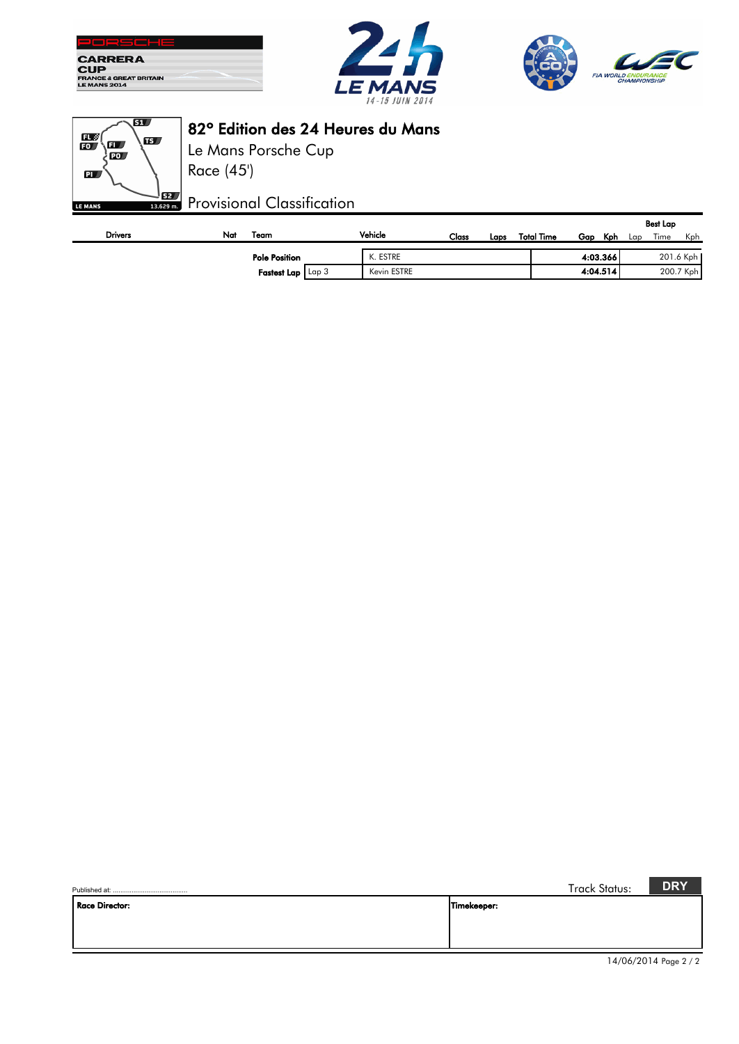# 82° Edition des 24 Heures du Mans

Le Mans Porsche Cup

Race (45')

Provisional Classification

| Drivers | Nat | Team | Vehicle | Class | Laps | Total Time | Gap | Kph | Best Lap Lap | Time | Kph |
|---|---|---|---|---|---|---|---|---|---|---|---|

| | | | | |
|---|---|---|---|---|
| **Pole Position** | | K. ESTRE | **4:03.366** | 201.6 Kph |
| **Fastest Lap** | Lap 3 | Kevin ESTRE | **4:04.514** | 200.7 Kph |

Published at: ........................................

Track Status: **DRY**

| **Race Director:** | **Timekeeper:** |
|---|---|

14/06/2014